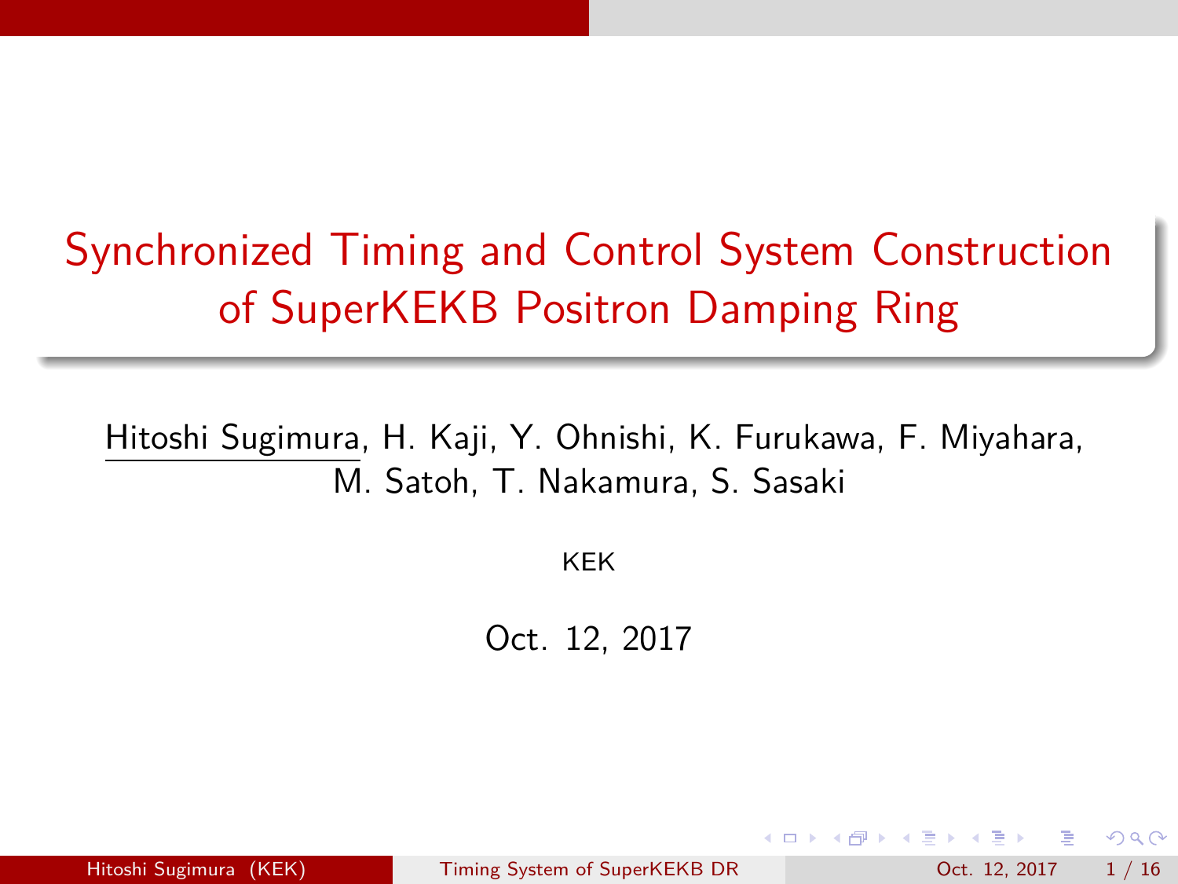# Synchronized Timing and Control System Construction of SuperKEKB Positron Damping Ring

Hitoshi Sugimura, H. Kaji, Y. Ohnishi, K. Furukawa, F. Miyahara, M. Satoh, T. Nakamura, S. Sasaki

KEK

Oct. 12, 2017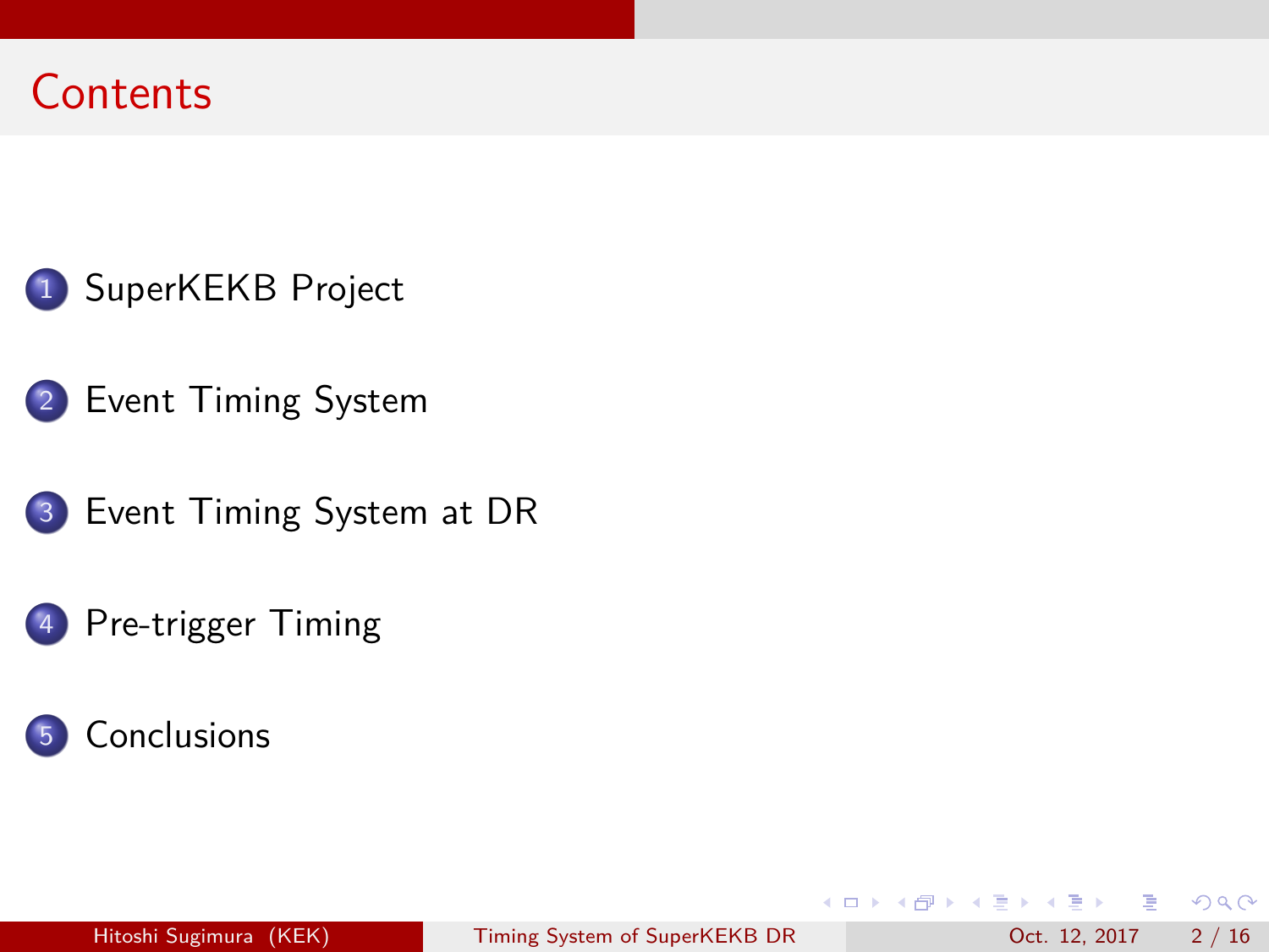# Contents

1. SuperKEKB Project
2. Event Timing System
3. Event Timing System at DR
4. Pre-trigger Timing
5. Conclusions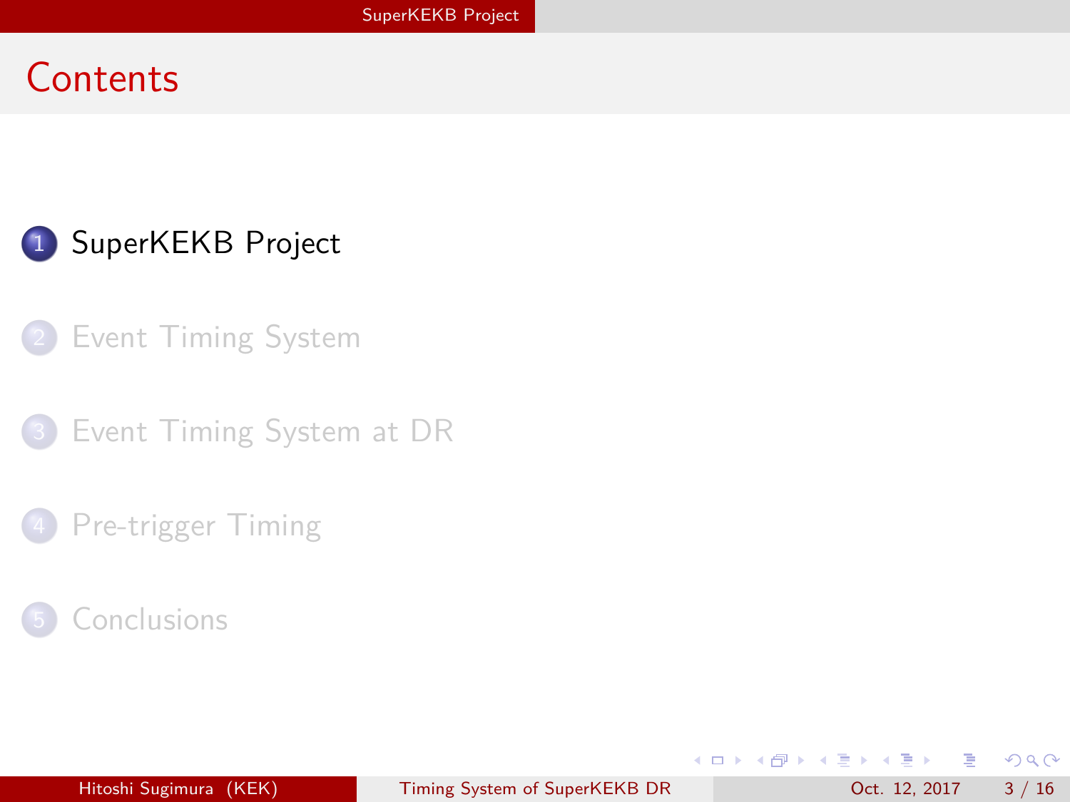# Contents

1. SuperKEKB Project
2. Event Timing System
3. Event Timing System at DR
4. Pre-trigger Timing
5. Conclusions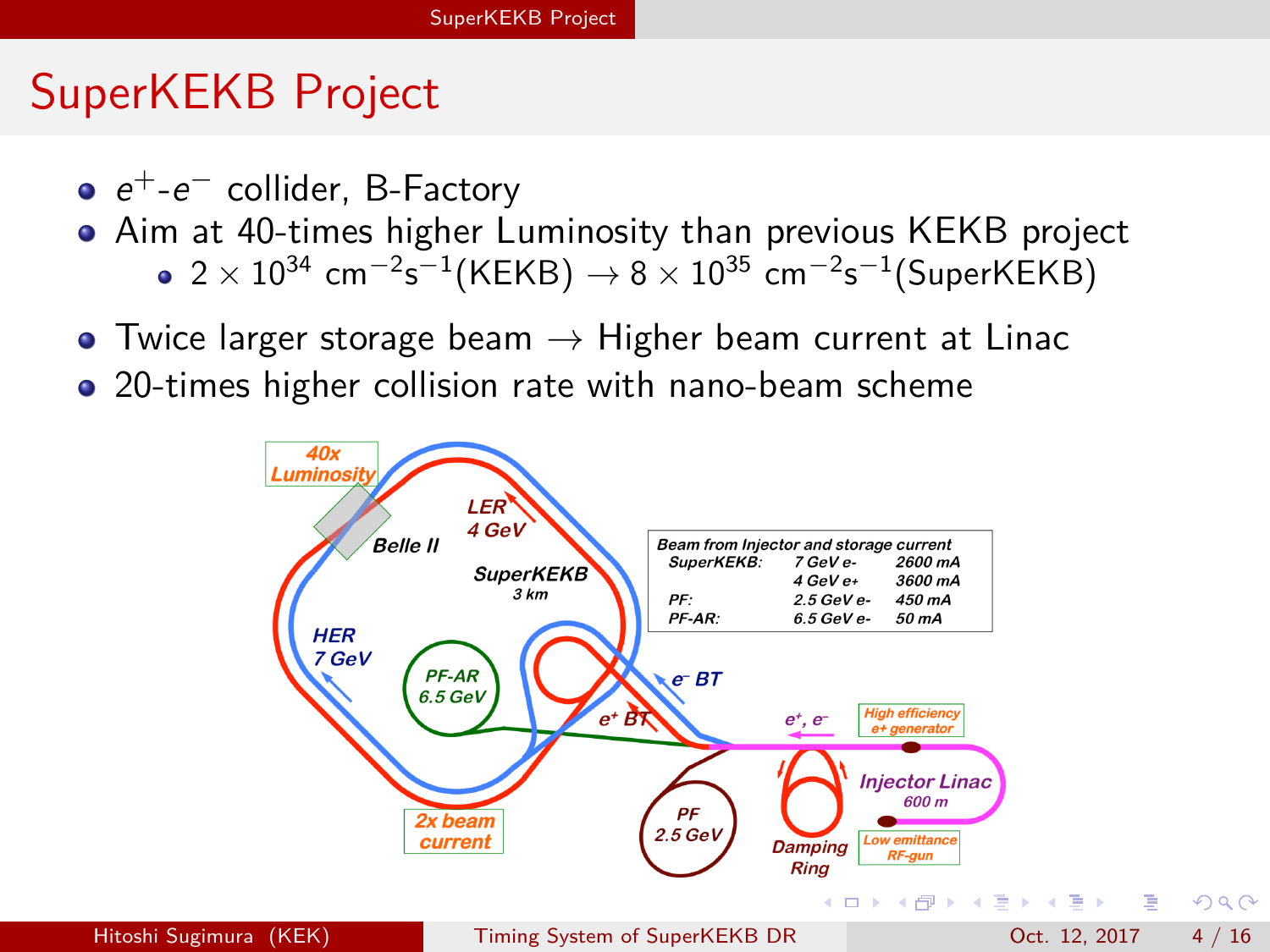# SuperKEKB Project

- $e^+$-$e^-$ collider, B-Factory
- Aim at 40-times higher Luminosity than previous KEKB project
  - $2 \times 10^{34}$ cm$^{-2}$s$^{-1}$(KEKB) $\rightarrow 8 \times 10^{35}$ cm$^{-2}$s$^{-1}$(SuperKEKB)
- Twice larger storage beam $\rightarrow$ Higher beam current at Linac
- 20-times higher collision rate with nano-beam scheme

**Beam from Injector and storage current**

| | | |
|---|---|---|
| SuperKEKB: | 7 GeV e- | 2600 mA |
| | 4 GeV e+ | 3600 mA |
| PF: | 2.5 GeV e- | 450 mA |
| PF-AR: | 6.5 GeV e- | 50 mA |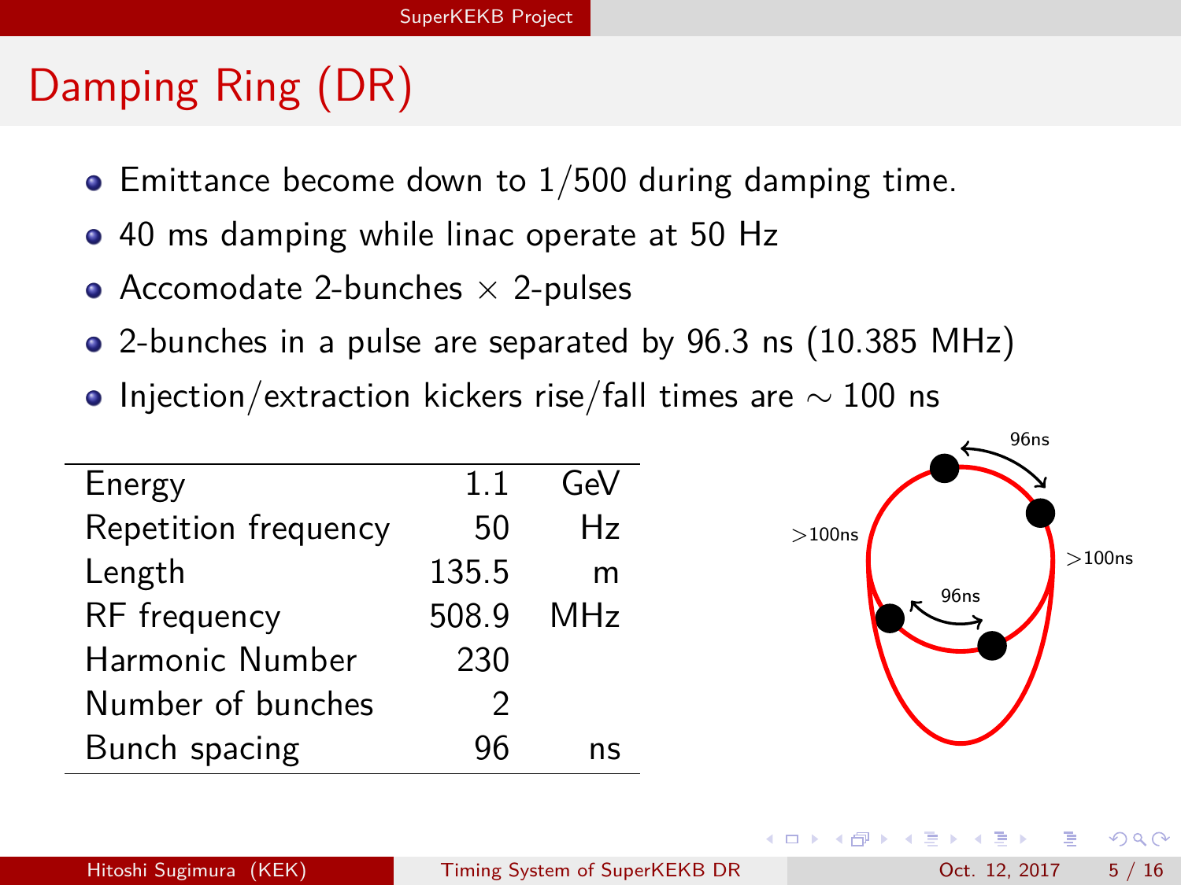# Damping Ring (DR)

- Emittance become down to 1/500 during damping time.
- 40 ms damping while linac operate at 50 Hz
- Accomodate 2-bunches $\times$ 2-pulses
- 2-bunches in a pulse are separated by 96.3 ns (10.385 MHz)
- Injection/extraction kickers rise/fall times are $\sim$ 100 ns

| | | |
|---|---|---|
| Energy | 1.1 | GeV |
| Repetition frequency | 50 | Hz |
| Length | 135.5 | m |
| RF frequency | 508.9 | MHz |
| Harmonic Number | 230 | |
| Number of bunches | 2 | |
| Bunch spacing | 96 | ns |

96ns

>100ns

>100ns

96ns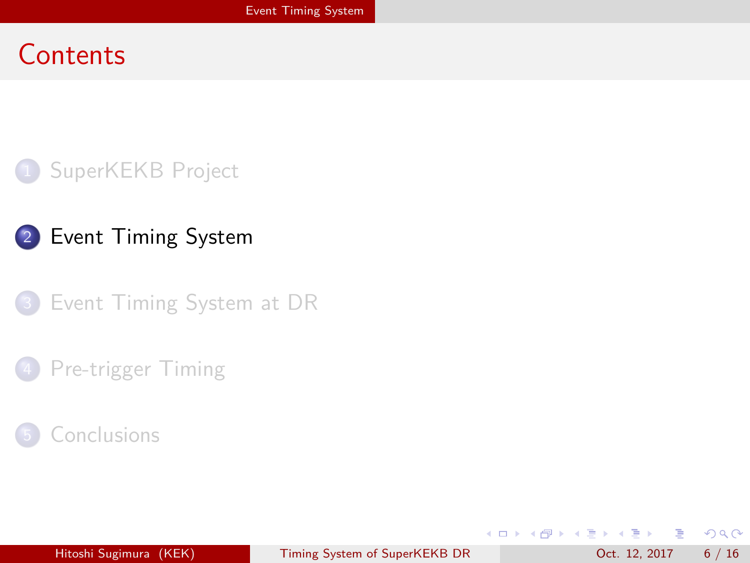# Contents

1. SuperKEKB Project
2. Event Timing System
3. Event Timing System at DR
4. Pre-trigger Timing
5. Conclusions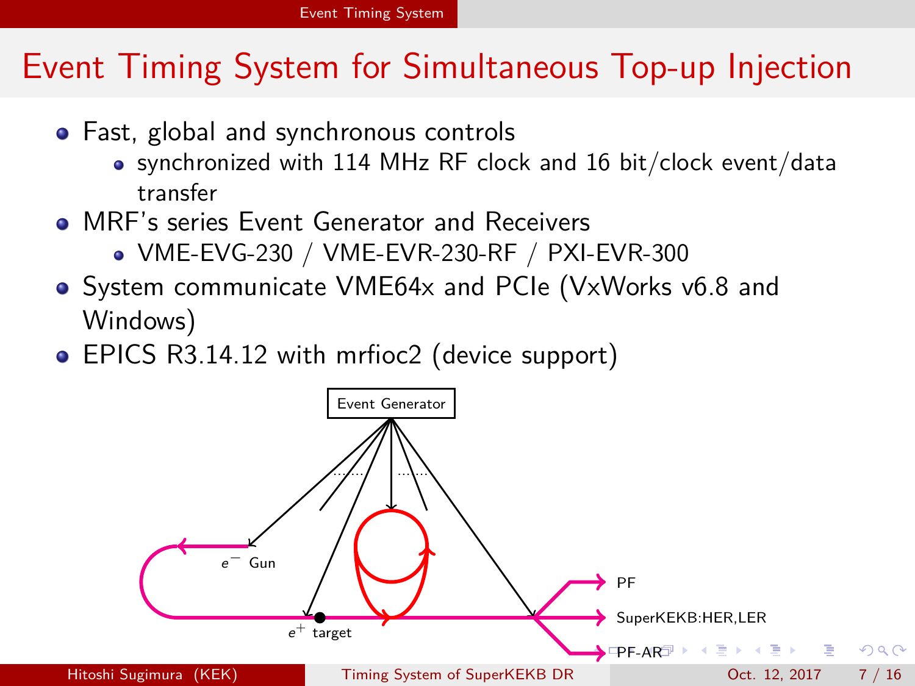# Event Timing System for Simultaneous Top-up Injection

- Fast, global and synchronous controls
  - synchronized with 114 MHz RF clock and 16 bit/clock event/data transfer
- MRF's series Event Generator and Receivers
  - VME-EVG-230 / VME-EVR-230-RF / PXI-EVR-300
- System communicate VME64x and PCIe (VxWorks v6.8 and Windows)
- EPICS R3.14.12 with mrfioc2 (device support)

Event Generator

$e^-$ Gun

$e^+$ target

PF

SuperKEKB:HER,LER

PF-AR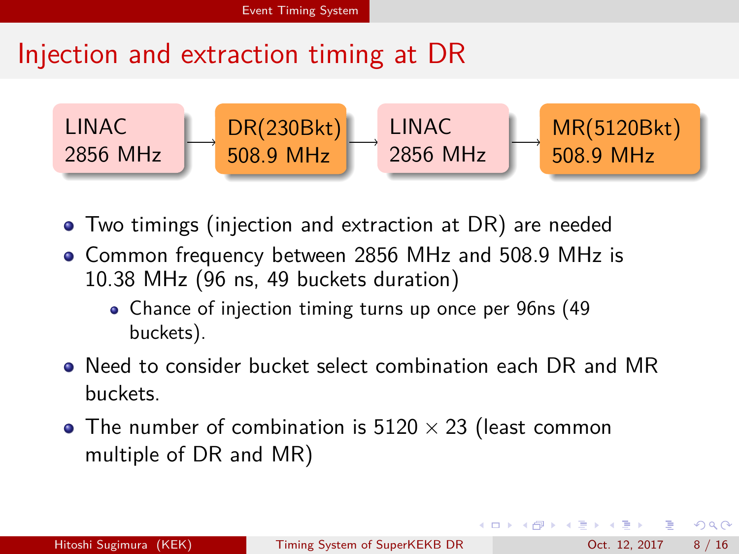# Injection and extraction timing at DR

LINAC 2856 MHz → DR(230Bkt) 508.9 MHz → LINAC 2856 MHz → MR(5120Bkt) 508.9 MHz

- Two timings (injection and extraction at DR) are needed
- Common frequency between 2856 MHz and 508.9 MHz is 10.38 MHz (96 ns, 49 buckets duration)
  - Chance of injection timing turns up once per 96ns (49 buckets).
- Need to consider bucket select combination each DR and MR buckets.
- The number of combination is $5120 \times 23$ (least common multiple of DR and MR)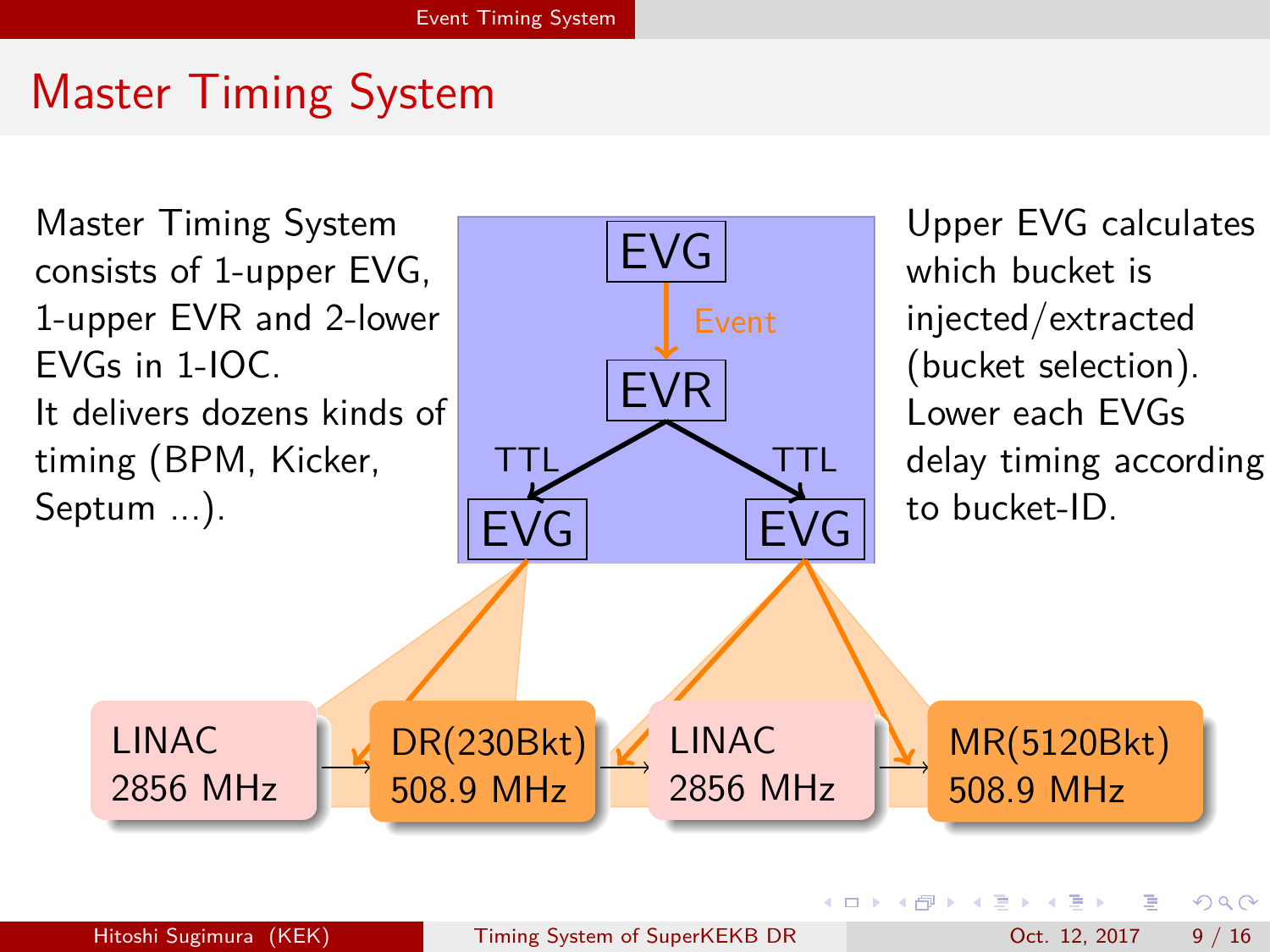# Master Timing System

Master Timing System consists of 1-upper EVG, 1-upper EVR and 2-lower EVGs in 1-IOC.
It delivers dozens kinds of timing (BPM, Kicker, Septum ...).

EVG

Event

EVR

TTL TTL

EVG EVG

LINAC 2856 MHz → DR(230Bkt) 508.9 MHz → LINAC 2856 MHz → MR(5120Bkt) 508.9 MHz

Upper EVG calculates which bucket is injected/extracted (bucket selection).
Lower each EVGs delay timing according to bucket-ID.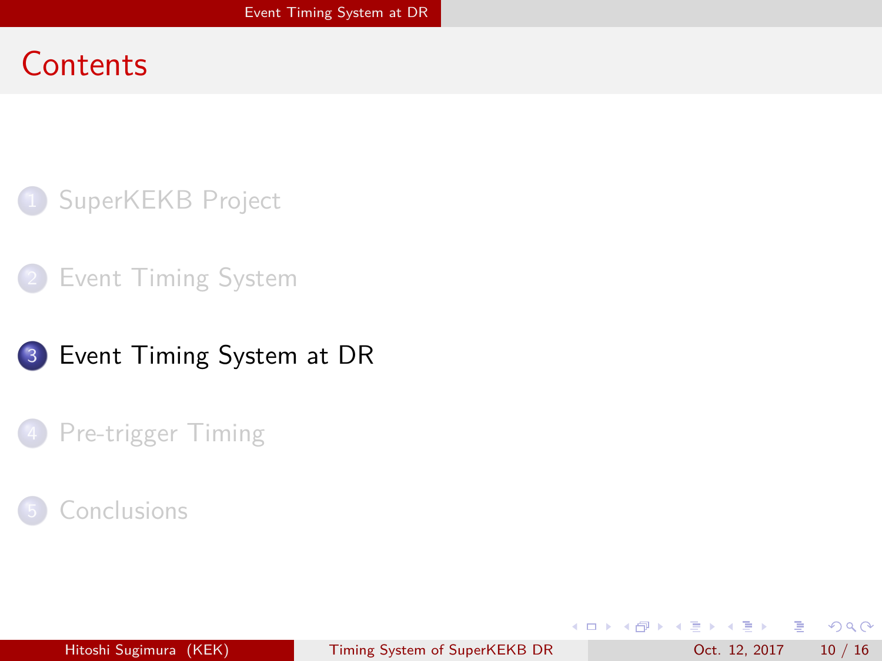## Contents

1. SuperKEKB Project
2. Event Timing System
3. **Event Timing System at DR**
4. Pre-trigger Timing
5. Conclusions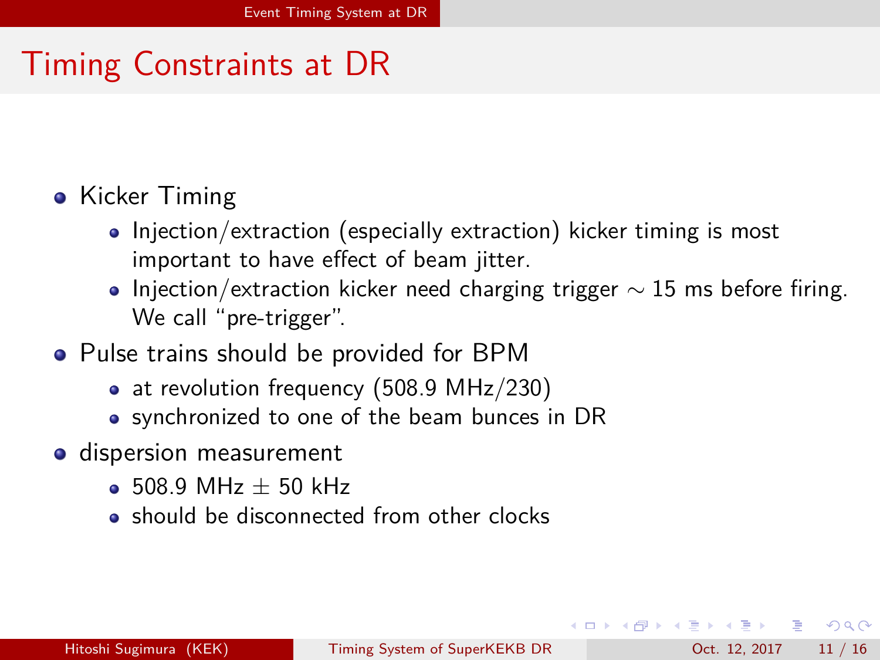# Timing Constraints at DR

- Kicker Timing
  - Injection/extraction (especially extraction) kicker timing is most important to have effect of beam jitter.
  - Injection/extraction kicker need charging trigger $\sim$ 15 ms before firing. We call "pre-trigger".
- Pulse trains should be provided for BPM
  - at revolution frequency (508.9 MHz/230)
  - synchronized to one of the beam bunces in DR
- dispersion measurement
  - 508.9 MHz $\pm$ 50 kHz
  - should be disconnected from other clocks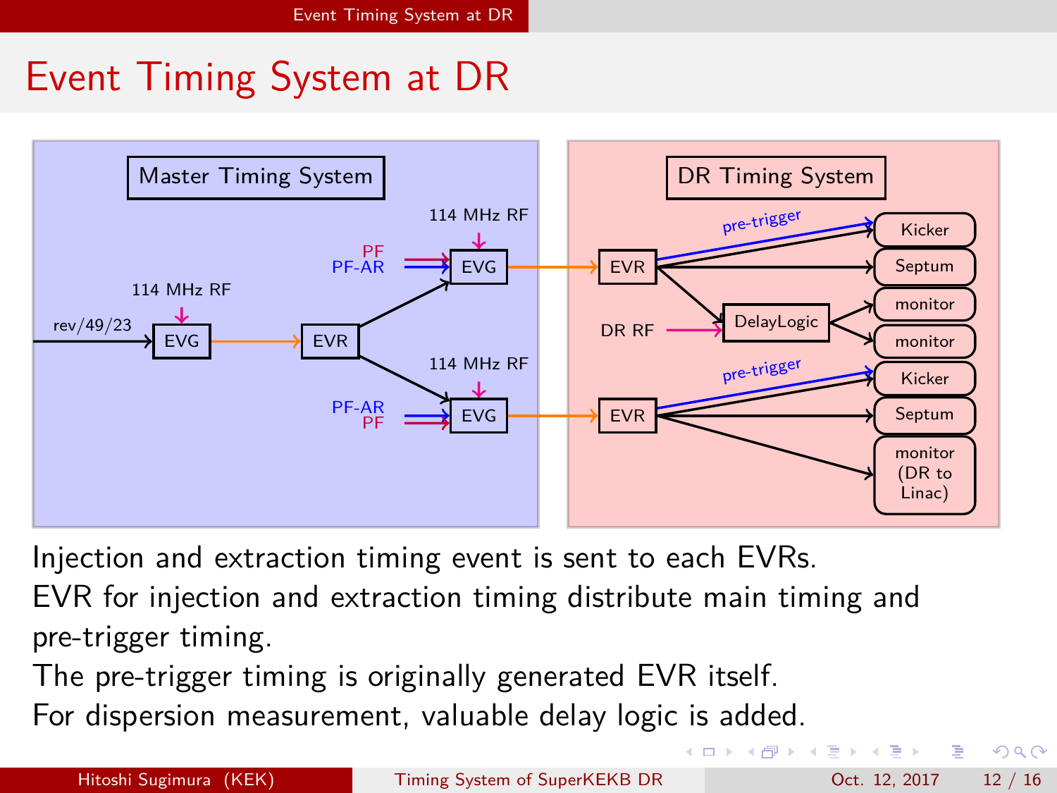# Event Timing System at DR

**Master Timing System**

rev/49/23 → EVG (114 MHz RF) → EVR → EVG (PF, PF-AR, 114 MHz RF) / EVG (PF-AR, PF, 114 MHz RF)

**DR Timing System**

EVR → Kicker (pre-trigger), Septum, DelayLogic (DR RF) → monitor, monitor

EVR → Kicker (pre-trigger), Septum, monitor (DR to Linac)

Injection and extraction timing event is sent to each EVRs.
EVR for injection and extraction timing distribute main timing and pre-trigger timing.
The pre-trigger timing is originally generated EVR itself.
For dispersion measurement, valuable delay logic is added.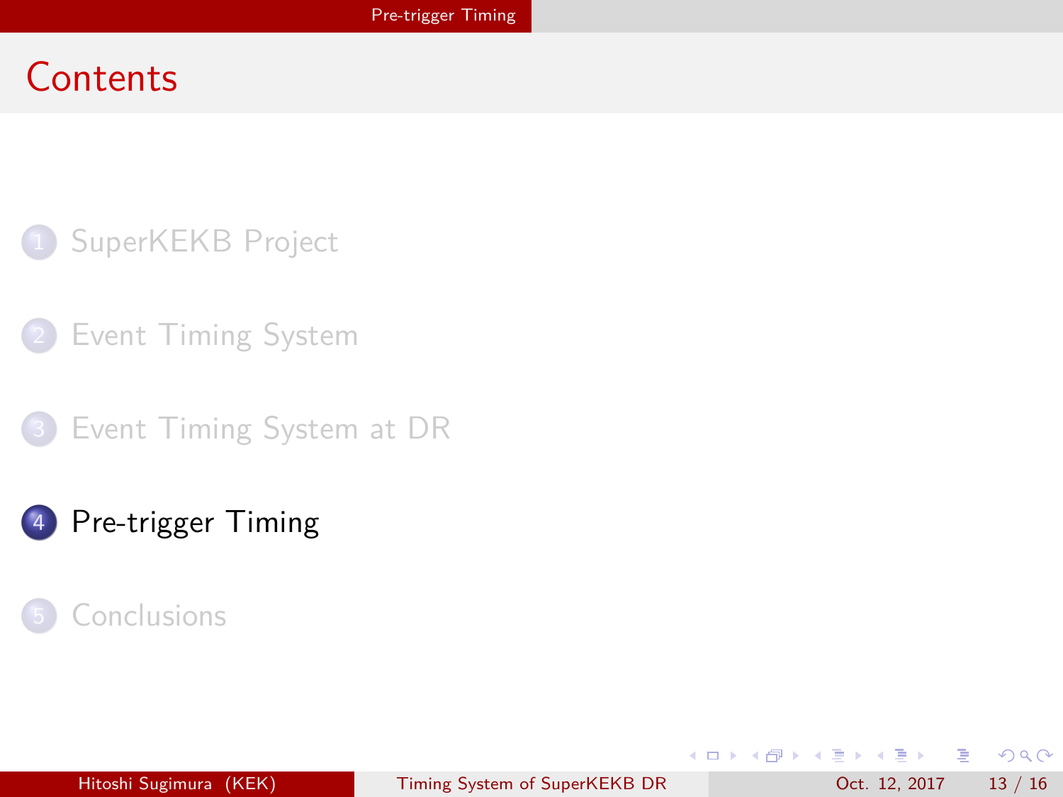# Contents

1. SuperKEKB Project
2. Event Timing System
3. Event Timing System at DR
4. Pre-trigger Timing
5. Conclusions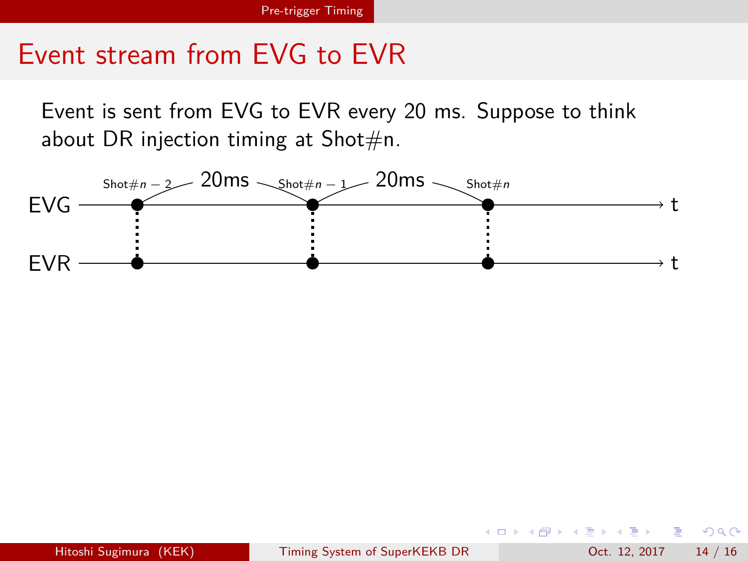# Event stream from EVG to EVR

Event is sent from EVG to EVR every 20 ms. Suppose to think about DR injection timing at Shot#n.

Shot#$n-2$ 20ms Shot#$n-1$ 20ms Shot#$n$

EVG → t

EVR → t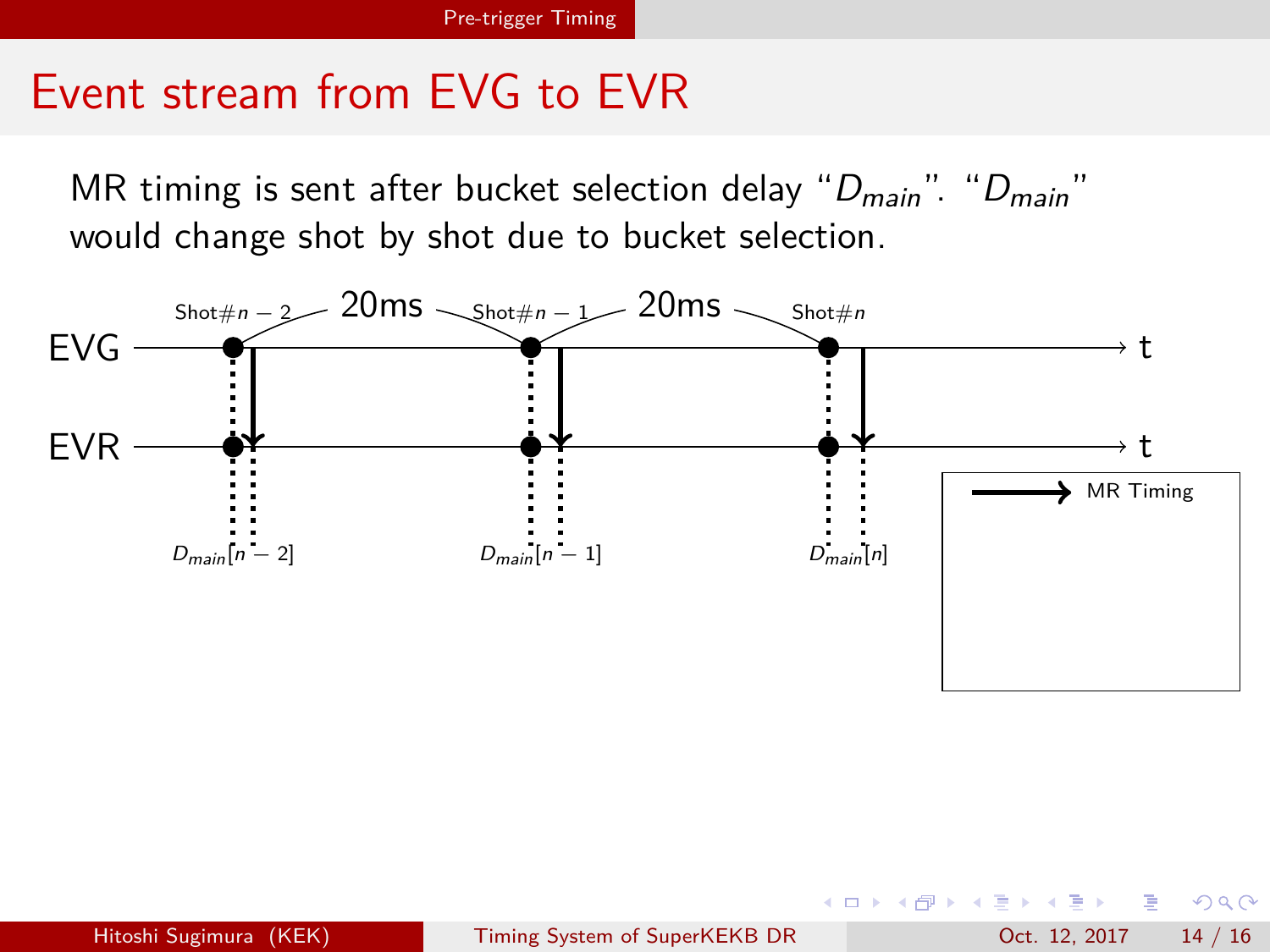# Event stream from EVG to EVR

MR timing is sent after bucket selection delay "$D_{main}$". "$D_{main}$" would change shot by shot due to bucket selection.

EVG — Shot#$n-2$ — 20ms — Shot#$n-1$ — 20ms — Shot#$n$ — t

EVR — t

$D_{main}[n-2]$ $D_{main}[n-1]$ $D_{main}[n]$

MR Timing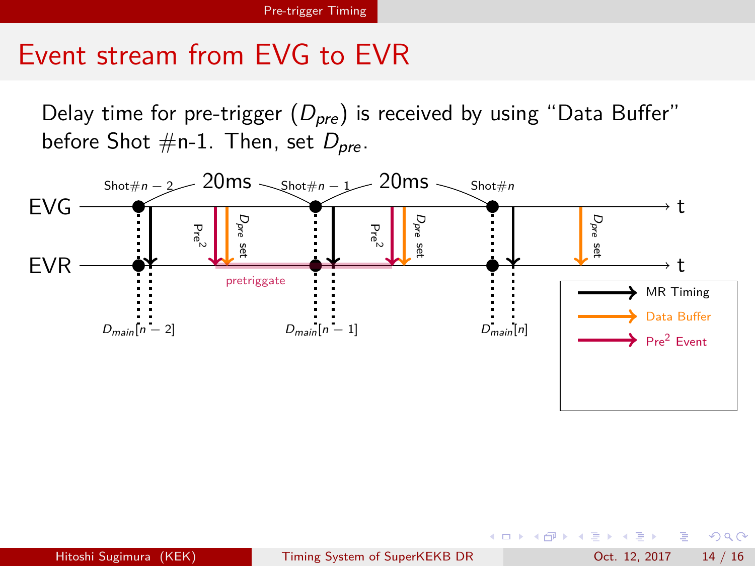# Event stream from EVG to EVR

Delay time for pre-trigger ($D_{pre}$) is received by using "Data Buffer" before Shot #n-1. Then, set $D_{pre}$.

Shot#$n-2$ 20ms Shot#$n-1$ 20ms Shot#$n$

EVG → t

Pre$^2$ $D_{pre}$ set Pre$^2$ $D_{pre}$ set $D_{pre}$ set

EVR → t

pretriggate

$D_{main}[n-2]$ $D_{main}[n-1]$ $D_{main}[n]$

MR Timing

Data Buffer

Pre$^2$ Event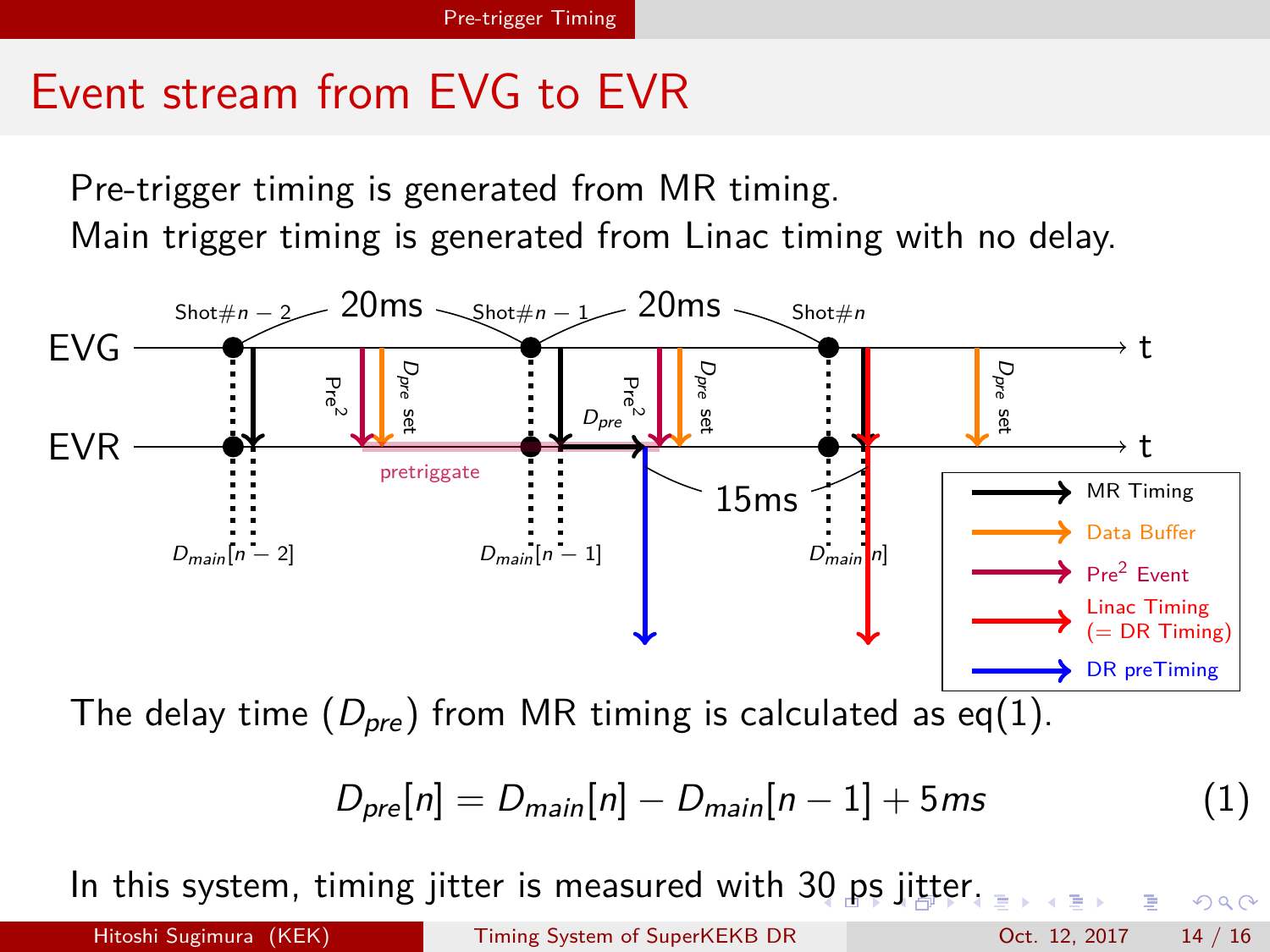# Event stream from EVG to EVR

Pre-trigger timing is generated from MR timing.
Main trigger timing is generated from Linac timing with no delay.

The delay time ($D_{pre}$) from MR timing is calculated as eq(1).

$$D_{pre}[n] = D_{main}[n] - D_{main}[n-1] + 5ms \quad (1)$$

In this system, timing jitter is measured with 30 ps jitter.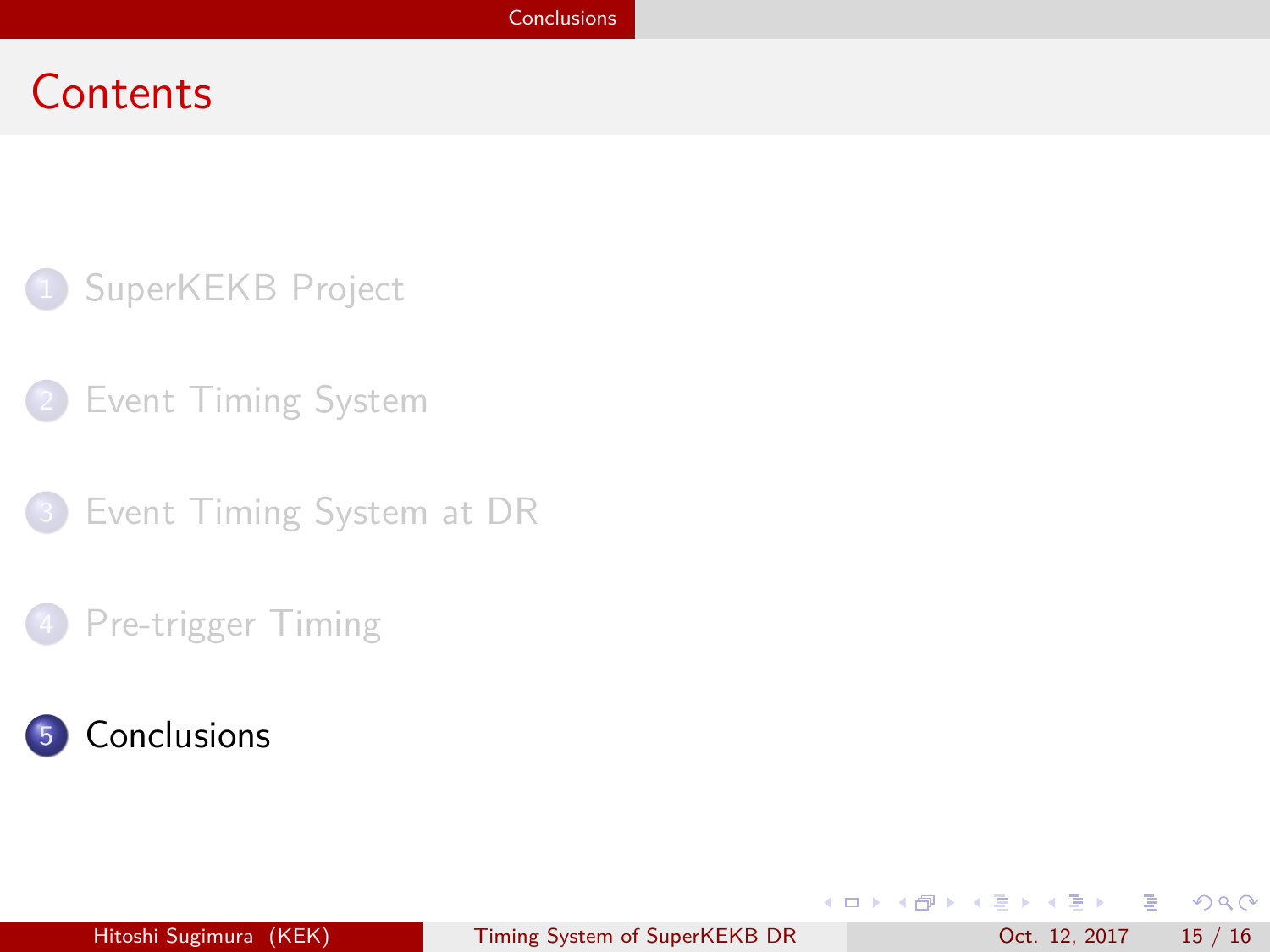# Contents

1. SuperKEKB Project
2. Event Timing System
3. Event Timing System at DR
4. Pre-trigger Timing
5. Conclusions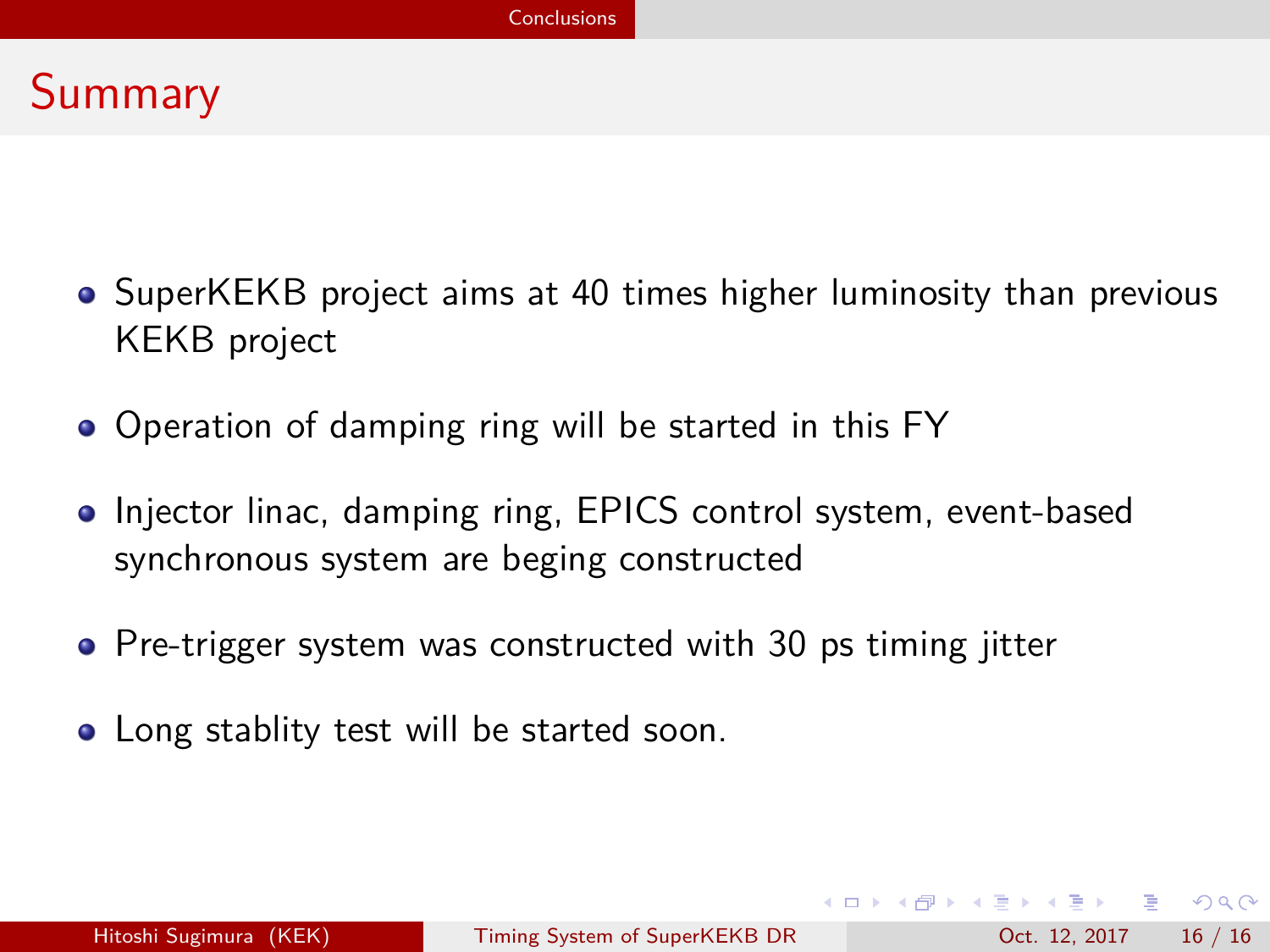## Summary

- SuperKEKB project aims at 40 times higher luminosity than previous KEKB project
- Operation of damping ring will be started in this FY
- Injector linac, damping ring, EPICS control system, event-based synchronous system are beging constructed
- Pre-trigger system was constructed with 30 ps timing jitter
- Long stablity test will be started soon.